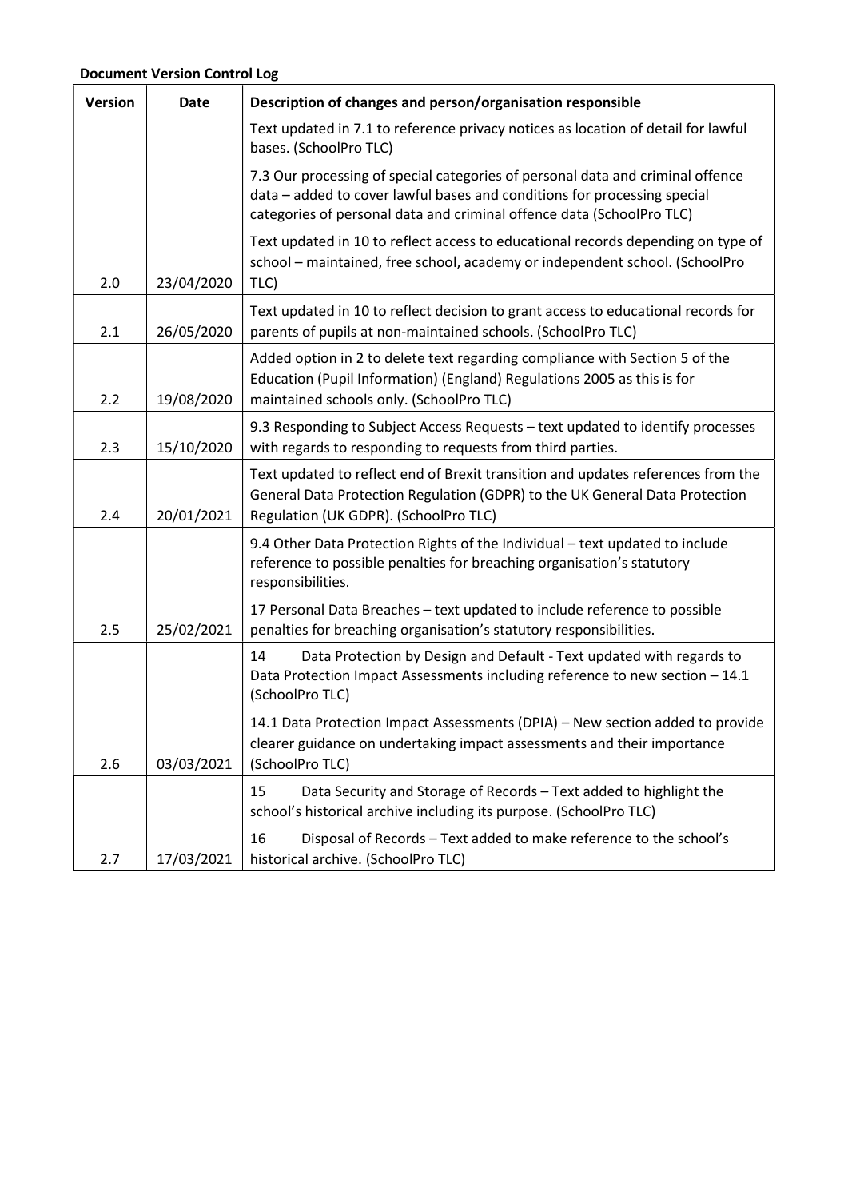**Document Version Control Log**

| Version | Date | Description of changes and person/organisation responsible |
|---|---|---|
| 2.0 | 23/04/2020 | Text updated in 7.1 to reference privacy notices as location of detail for lawful bases. (SchoolPro TLC)<br><br>7.3 Our processing of special categories of personal data and criminal offence data – added to cover lawful bases and conditions for processing special categories of personal data and criminal offence data (SchoolPro TLC)<br><br>Text updated in 10 to reflect access to educational records depending on type of school – maintained, free school, academy or independent school. (SchoolPro TLC) |
| 2.1 | 26/05/2020 | Text updated in 10 to reflect decision to grant access to educational records for parents of pupils at non-maintained schools. (SchoolPro TLC) |
| 2.2 | 19/08/2020 | Added option in 2 to delete text regarding compliance with Section 5 of the Education (Pupil Information) (England) Regulations 2005 as this is for maintained schools only. (SchoolPro TLC) |
| 2.3 | 15/10/2020 | 9.3 Responding to Subject Access Requests – text updated to identify processes with regards to responding to requests from third parties. |
| 2.4 | 20/01/2021 | Text updated to reflect end of Brexit transition and updates references from the General Data Protection Regulation (GDPR) to the UK General Data Protection Regulation (UK GDPR). (SchoolPro TLC) |
| 2.5 | 25/02/2021 | 9.4 Other Data Protection Rights of the Individual – text updated to include reference to possible penalties for breaching organisation's statutory responsibilities.<br><br>17 Personal Data Breaches – text updated to include reference to possible penalties for breaching organisation's statutory responsibilities. |
| 2.6 | 03/03/2021 | 14 Data Protection by Design and Default - Text updated with regards to Data Protection Impact Assessments including reference to new section – 14.1 (SchoolPro TLC)<br><br>14.1 Data Protection Impact Assessments (DPIA) – New section added to provide clearer guidance on undertaking impact assessments and their importance (SchoolPro TLC) |
| 2.7 | 17/03/2021 | 15 Data Security and Storage of Records – Text added to highlight the school's historical archive including its purpose. (SchoolPro TLC)<br><br>16 Disposal of Records – Text added to make reference to the school's historical archive. (SchoolPro TLC) |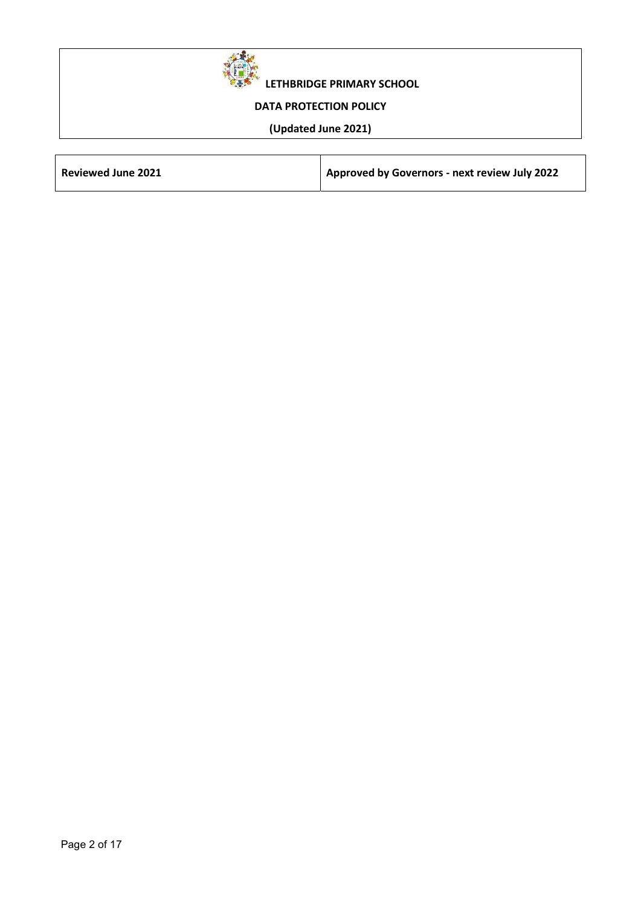**LETHBRIDGE PRIMARY SCHOOL**

**DATA PROTECTION POLICY**

**(Updated June 2021)**

| **Reviewed June 2021** | **Approved by Governors - next review July 2022** |
|---|---|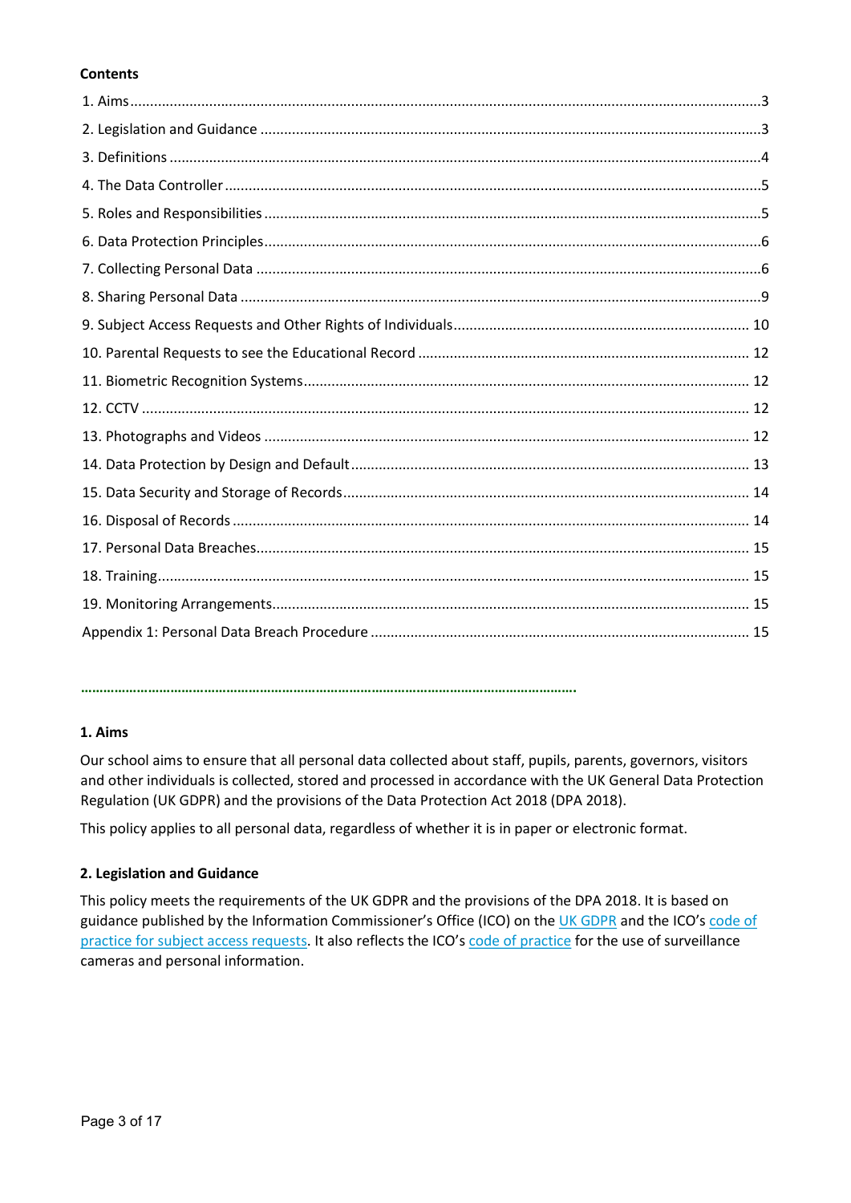**Contents**

1. Aims ........................................................................ 3
2. Legislation and Guidance ........................................................................ 3
3. Definitions ........................................................................ 4
4. The Data Controller ........................................................................ 5
5. Roles and Responsibilities ........................................................................ 5
6. Data Protection Principles ........................................................................ 6
7. Collecting Personal Data ........................................................................ 6
8. Sharing Personal Data ........................................................................ 9
9. Subject Access Requests and Other Rights of Individuals ........................................................................ 10
10. Parental Requests to see the Educational Record ........................................................................ 12
11. Biometric Recognition Systems ........................................................................ 12
12. CCTV ........................................................................ 12
13. Photographs and Videos ........................................................................ 12
14. Data Protection by Design and Default ........................................................................ 13
15. Data Security and Storage of Records ........................................................................ 14
16. Disposal of Records ........................................................................ 14
17. Personal Data Breaches ........................................................................ 15
18. Training ........................................................................ 15
19. Monitoring Arrangements ........................................................................ 15

Appendix 1: Personal Data Breach Procedure ........................................................................ 15

---

### 1. Aims

Our school aims to ensure that all personal data collected about staff, pupils, parents, governors, visitors and other individuals is collected, stored and processed in accordance with the UK General Data Protection Regulation (UK GDPR) and the provisions of the Data Protection Act 2018 (DPA 2018).

This policy applies to all personal data, regardless of whether it is in paper or electronic format.

### 2. Legislation and Guidance

This policy meets the requirements of the UK GDPR and the provisions of the DPA 2018. It is based on guidance published by the Information Commissioner's Office (ICO) on the UK GDPR and the ICO's code of practice for subject access requests. It also reflects the ICO's code of practice for the use of surveillance cameras and personal information.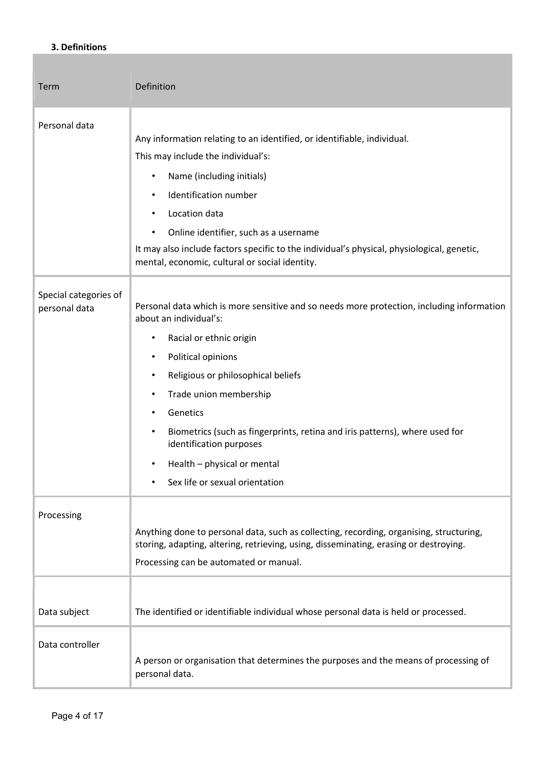### 3. Definitions

| Term | Definition |
| --- | --- |
| Personal data | Any information relating to an identified, or identifiable, individual.<br>This may include the individual's:<br>• Name (including initials)<br>• Identification number<br>• Location data<br>• Online identifier, such as a username<br>It may also include factors specific to the individual's physical, physiological, genetic, mental, economic, cultural or social identity. |
| Special categories of personal data | Personal data which is more sensitive and so needs more protection, including information about an individual's:<br>• Racial or ethnic origin<br>• Political opinions<br>• Religious or philosophical beliefs<br>• Trade union membership<br>• Genetics<br>• Biometrics (such as fingerprints, retina and iris patterns), where used for identification purposes<br>• Health – physical or mental<br>• Sex life or sexual orientation |
| Processing | Anything done to personal data, such as collecting, recording, organising, structuring, storing, adapting, altering, retrieving, using, disseminating, erasing or destroying.<br>Processing can be automated or manual. |
| Data subject | The identified or identifiable individual whose personal data is held or processed. |
| Data controller | A person or organisation that determines the purposes and the means of processing of personal data. |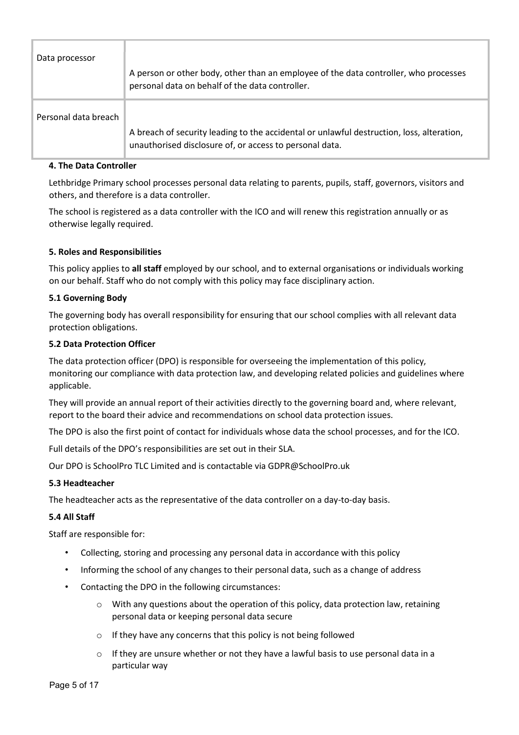| Data processor | A person or other body, other than an employee of the data controller, who processes personal data on behalf of the data controller. |
| --- | --- |
| Personal data breach | A breach of security leading to the accidental or unlawful destruction, loss, alteration, unauthorised disclosure of, or access to personal data. |

**4. The Data Controller**

Lethbridge Primary school processes personal data relating to parents, pupils, staff, governors, visitors and others, and therefore is a data controller.

The school is registered as a data controller with the ICO and will renew this registration annually or as otherwise legally required.

**5. Roles and Responsibilities**

This policy applies to **all staff** employed by our school, and to external organisations or individuals working on our behalf. Staff who do not comply with this policy may face disciplinary action.

**5.1 Governing Body**

The governing body has overall responsibility for ensuring that our school complies with all relevant data protection obligations.

**5.2 Data Protection Officer**

The data protection officer (DPO) is responsible for overseeing the implementation of this policy, monitoring our compliance with data protection law, and developing related policies and guidelines where applicable.

They will provide an annual report of their activities directly to the governing board and, where relevant, report to the board their advice and recommendations on school data protection issues.

The DPO is also the first point of contact for individuals whose data the school processes, and for the ICO.

Full details of the DPO's responsibilities are set out in their SLA.

Our DPO is SchoolPro TLC Limited and is contactable via GDPR@SchoolPro.uk

**5.3 Headteacher**

The headteacher acts as the representative of the data controller on a day-to-day basis.

**5.4 All Staff**

Staff are responsible for:

- Collecting, storing and processing any personal data in accordance with this policy
- Informing the school of any changes to their personal data, such as a change of address
- Contacting the DPO in the following circumstances:
  - With any questions about the operation of this policy, data protection law, retaining personal data or keeping personal data secure
  - If they have any concerns that this policy is not being followed
  - If they are unsure whether or not they have a lawful basis to use personal data in a particular way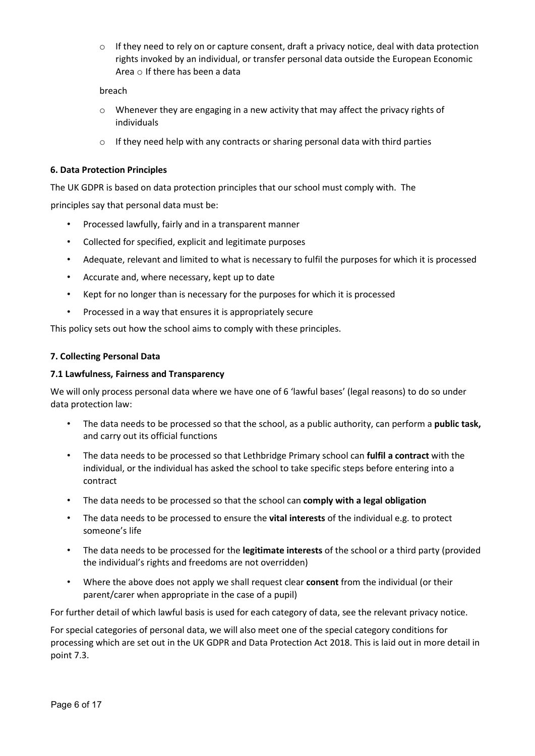- If they need to rely on or capture consent, draft a privacy notice, deal with data protection rights invoked by an individual, or transfer personal data outside the European Economic Area
- If there has been a data breach
- Whenever they are engaging in a new activity that may affect the privacy rights of individuals
- If they need help with any contracts or sharing personal data with third parties

**6. Data Protection Principles**

The UK GDPR is based on data protection principles that our school must comply with. The principles say that personal data must be:

- Processed lawfully, fairly and in a transparent manner
- Collected for specified, explicit and legitimate purposes
- Adequate, relevant and limited to what is necessary to fulfil the purposes for which it is processed
- Accurate and, where necessary, kept up to date
- Kept for no longer than is necessary for the purposes for which it is processed
- Processed in a way that ensures it is appropriately secure

This policy sets out how the school aims to comply with these principles.

**7. Collecting Personal Data**

**7.1 Lawfulness, Fairness and Transparency**

We will only process personal data where we have one of 6 'lawful bases' (legal reasons) to do so under data protection law:

- The data needs to be processed so that the school, as a public authority, can perform a **public task,** and carry out its official functions
- The data needs to be processed so that Lethbridge Primary school can **fulfil a contract** with the individual, or the individual has asked the school to take specific steps before entering into a contract
- The data needs to be processed so that the school can **comply with a legal obligation**
- The data needs to be processed to ensure the **vital interests** of the individual e.g. to protect someone's life
- The data needs to be processed for the **legitimate interests** of the school or a third party (provided the individual's rights and freedoms are not overridden)
- Where the above does not apply we shall request clear **consent** from the individual (or their parent/carer when appropriate in the case of a pupil)

For further detail of which lawful basis is used for each category of data, see the relevant privacy notice.

For special categories of personal data, we will also meet one of the special category conditions for processing which are set out in the UK GDPR and Data Protection Act 2018. This is laid out in more detail in point 7.3.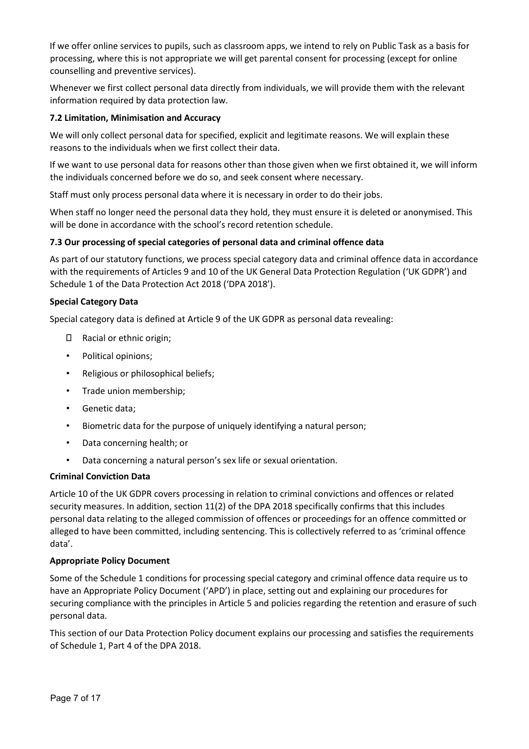If we offer online services to pupils, such as classroom apps, we intend to rely on Public Task as a basis for processing, where this is not appropriate we will get parental consent for processing (except for online counselling and preventive services).

Whenever we first collect personal data directly from individuals, we will provide them with the relevant information required by data protection law.

### 7.2 Limitation, Minimisation and Accuracy

We will only collect personal data for specified, explicit and legitimate reasons. We will explain these reasons to the individuals when we first collect their data.

If we want to use personal data for reasons other than those given when we first obtained it, we will inform the individuals concerned before we do so, and seek consent where necessary.

Staff must only process personal data where it is necessary in order to do their jobs.

When staff no longer need the personal data they hold, they must ensure it is deleted or anonymised. This will be done in accordance with the school's record retention schedule.

### 7.3 Our processing of special categories of personal data and criminal offence data

As part of our statutory functions, we process special category data and criminal offence data in accordance with the requirements of Articles 9 and 10 of the UK General Data Protection Regulation ('UK GDPR') and Schedule 1 of the Data Protection Act 2018 ('DPA 2018').

**Special Category Data**

Special category data is defined at Article 9 of the UK GDPR as personal data revealing:

- Racial or ethnic origin;
- Political opinions;
- Religious or philosophical beliefs;
- Trade union membership;
- Genetic data;
- Biometric data for the purpose of uniquely identifying a natural person;
- Data concerning health; or
- Data concerning a natural person's sex life or sexual orientation.

**Criminal Conviction Data**

Article 10 of the UK GDPR covers processing in relation to criminal convictions and offences or related security measures. In addition, section 11(2) of the DPA 2018 specifically confirms that this includes personal data relating to the alleged commission of offences or proceedings for an offence committed or alleged to have been committed, including sentencing. This is collectively referred to as 'criminal offence data'.

**Appropriate Policy Document**

Some of the Schedule 1 conditions for processing special category and criminal offence data require us to have an Appropriate Policy Document ('APD') in place, setting out and explaining our procedures for securing compliance with the principles in Article 5 and policies regarding the retention and erasure of such personal data.

This section of our Data Protection Policy document explains our processing and satisfies the requirements of Schedule 1, Part 4 of the DPA 2018.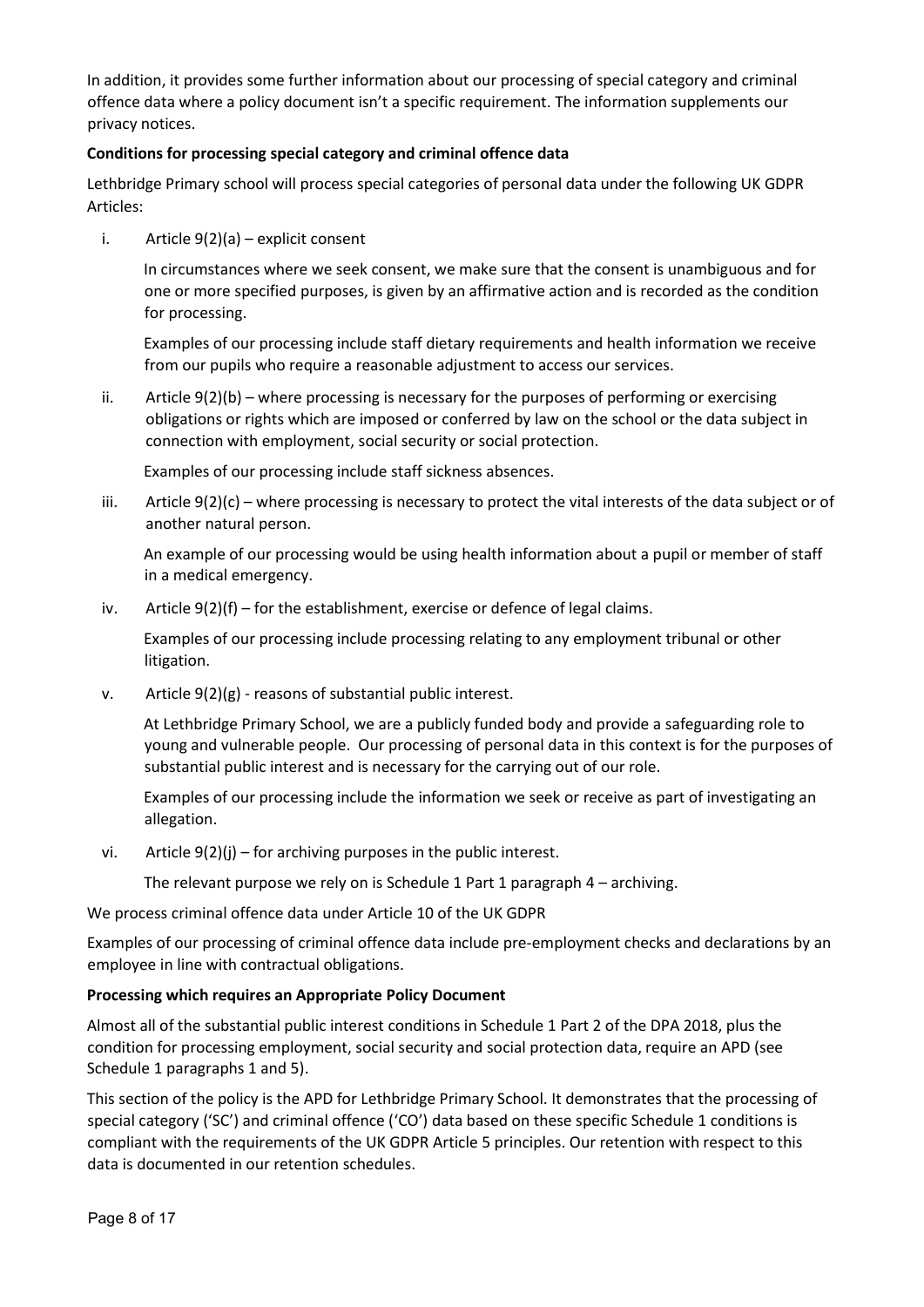In addition, it provides some further information about our processing of special category and criminal offence data where a policy document isn't a specific requirement. The information supplements our privacy notices.

**Conditions for processing special category and criminal offence data**

Lethbridge Primary school will process special categories of personal data under the following UK GDPR Articles:

i. Article 9(2)(a) – explicit consent

   In circumstances where we seek consent, we make sure that the consent is unambiguous and for one or more specified purposes, is given by an affirmative action and is recorded as the condition for processing.

   Examples of our processing include staff dietary requirements and health information we receive from our pupils who require a reasonable adjustment to access our services.

ii. Article 9(2)(b) – where processing is necessary for the purposes of performing or exercising obligations or rights which are imposed or conferred by law on the school or the data subject in connection with employment, social security or social protection.

   Examples of our processing include staff sickness absences.

iii. Article 9(2)(c) – where processing is necessary to protect the vital interests of the data subject or of another natural person.

   An example of our processing would be using health information about a pupil or member of staff in a medical emergency.

iv. Article 9(2)(f) – for the establishment, exercise or defence of legal claims.

   Examples of our processing include processing relating to any employment tribunal or other litigation.

v. Article 9(2)(g) - reasons of substantial public interest.

   At Lethbridge Primary School, we are a publicly funded body and provide a safeguarding role to young and vulnerable people. Our processing of personal data in this context is for the purposes of substantial public interest and is necessary for the carrying out of our role.

   Examples of our processing include the information we seek or receive as part of investigating an allegation.

vi. Article 9(2)(j) – for archiving purposes in the public interest.

   The relevant purpose we rely on is Schedule 1 Part 1 paragraph 4 – archiving.

We process criminal offence data under Article 10 of the UK GDPR

Examples of our processing of criminal offence data include pre-employment checks and declarations by an employee in line with contractual obligations.

**Processing which requires an Appropriate Policy Document**

Almost all of the substantial public interest conditions in Schedule 1 Part 2 of the DPA 2018, plus the condition for processing employment, social security and social protection data, require an APD (see Schedule 1 paragraphs 1 and 5).

This section of the policy is the APD for Lethbridge Primary School. It demonstrates that the processing of special category ('SC') and criminal offence ('CO') data based on these specific Schedule 1 conditions is compliant with the requirements of the UK GDPR Article 5 principles. Our retention with respect to this data is documented in our retention schedules.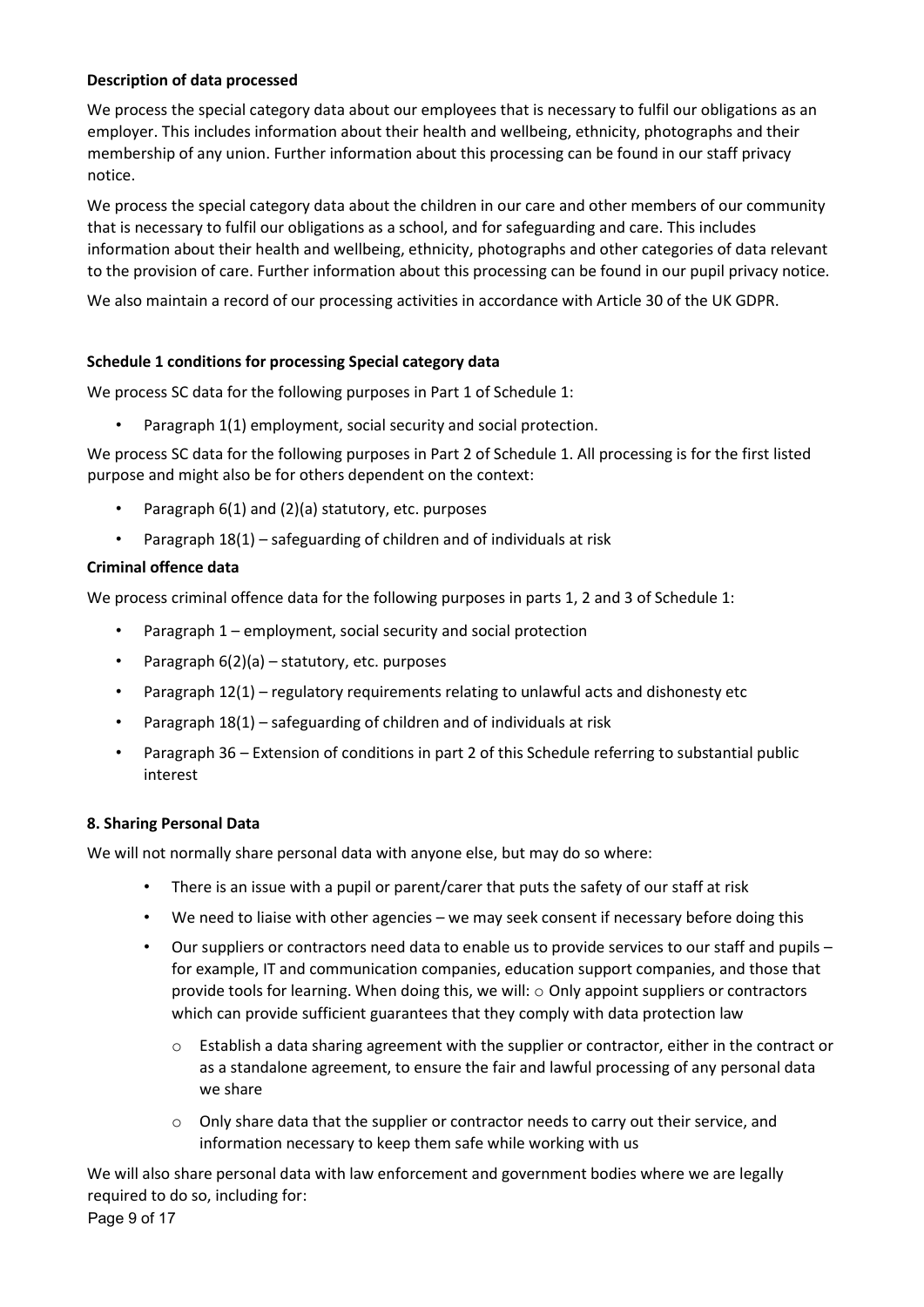**Description of data processed**

We process the special category data about our employees that is necessary to fulfil our obligations as an employer. This includes information about their health and wellbeing, ethnicity, photographs and their membership of any union. Further information about this processing can be found in our staff privacy notice.

We process the special category data about the children in our care and other members of our community that is necessary to fulfil our obligations as a school, and for safeguarding and care. This includes information about their health and wellbeing, ethnicity, photographs and other categories of data relevant to the provision of care. Further information about this processing can be found in our pupil privacy notice.

We also maintain a record of our processing activities in accordance with Article 30 of the UK GDPR.

**Schedule 1 conditions for processing Special category data**

We process SC data for the following purposes in Part 1 of Schedule 1:

- Paragraph 1(1) employment, social security and social protection.

We process SC data for the following purposes in Part 2 of Schedule 1. All processing is for the first listed purpose and might also be for others dependent on the context:

- Paragraph 6(1) and (2)(a) statutory, etc. purposes
- Paragraph 18(1) – safeguarding of children and of individuals at risk

**Criminal offence data**

We process criminal offence data for the following purposes in parts 1, 2 and 3 of Schedule 1:

- Paragraph 1 – employment, social security and social protection
- Paragraph 6(2)(a) – statutory, etc. purposes
- Paragraph 12(1) – regulatory requirements relating to unlawful acts and dishonesty etc
- Paragraph 18(1) – safeguarding of children and of individuals at risk
- Paragraph 36 – Extension of conditions in part 2 of this Schedule referring to substantial public interest

**8. Sharing Personal Data**

We will not normally share personal data with anyone else, but may do so where:

- There is an issue with a pupil or parent/carer that puts the safety of our staff at risk
- We need to liaise with other agencies – we may seek consent if necessary before doing this
- Our suppliers or contractors need data to enable us to provide services to our staff and pupils – for example, IT and communication companies, education support companies, and those that provide tools for learning. When doing this, we will:
    - Only appoint suppliers or contractors which can provide sufficient guarantees that they comply with data protection law
    - Establish a data sharing agreement with the supplier or contractor, either in the contract or as a standalone agreement, to ensure the fair and lawful processing of any personal data we share
    - Only share data that the supplier or contractor needs to carry out their service, and information necessary to keep them safe while working with us

We will also share personal data with law enforcement and government bodies where we are legally required to do so, including for: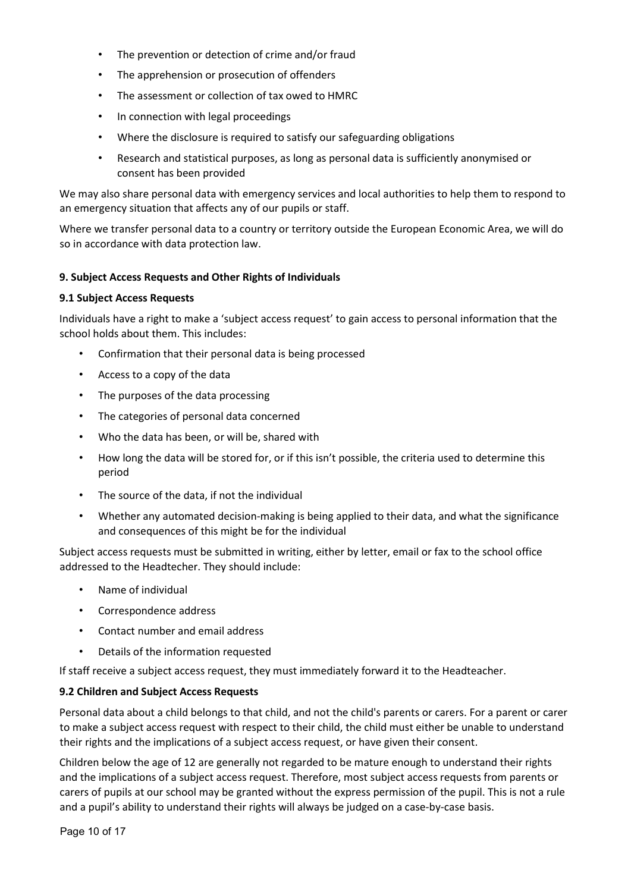- The prevention or detection of crime and/or fraud
- The apprehension or prosecution of offenders
- The assessment or collection of tax owed to HMRC
- In connection with legal proceedings
- Where the disclosure is required to satisfy our safeguarding obligations
- Research and statistical purposes, as long as personal data is sufficiently anonymised or consent has been provided

We may also share personal data with emergency services and local authorities to help them to respond to an emergency situation that affects any of our pupils or staff.

Where we transfer personal data to a country or territory outside the European Economic Area, we will do so in accordance with data protection law.

### 9. Subject Access Requests and Other Rights of Individuals

#### 9.1 Subject Access Requests

Individuals have a right to make a 'subject access request' to gain access to personal information that the school holds about them. This includes:

- Confirmation that their personal data is being processed
- Access to a copy of the data
- The purposes of the data processing
- The categories of personal data concerned
- Who the data has been, or will be, shared with
- How long the data will be stored for, or if this isn't possible, the criteria used to determine this period
- The source of the data, if not the individual
- Whether any automated decision-making is being applied to their data, and what the significance and consequences of this might be for the individual

Subject access requests must be submitted in writing, either by letter, email or fax to the school office addressed to the Headtecher. They should include:

- Name of individual
- Correspondence address
- Contact number and email address
- Details of the information requested

If staff receive a subject access request, they must immediately forward it to the Headteacher.

#### 9.2 Children and Subject Access Requests

Personal data about a child belongs to that child, and not the child's parents or carers. For a parent or carer to make a subject access request with respect to their child, the child must either be unable to understand their rights and the implications of a subject access request, or have given their consent.

Children below the age of 12 are generally not regarded to be mature enough to understand their rights and the implications of a subject access request. Therefore, most subject access requests from parents or carers of pupils at our school may be granted without the express permission of the pupil. This is not a rule and a pupil's ability to understand their rights will always be judged on a case-by-case basis.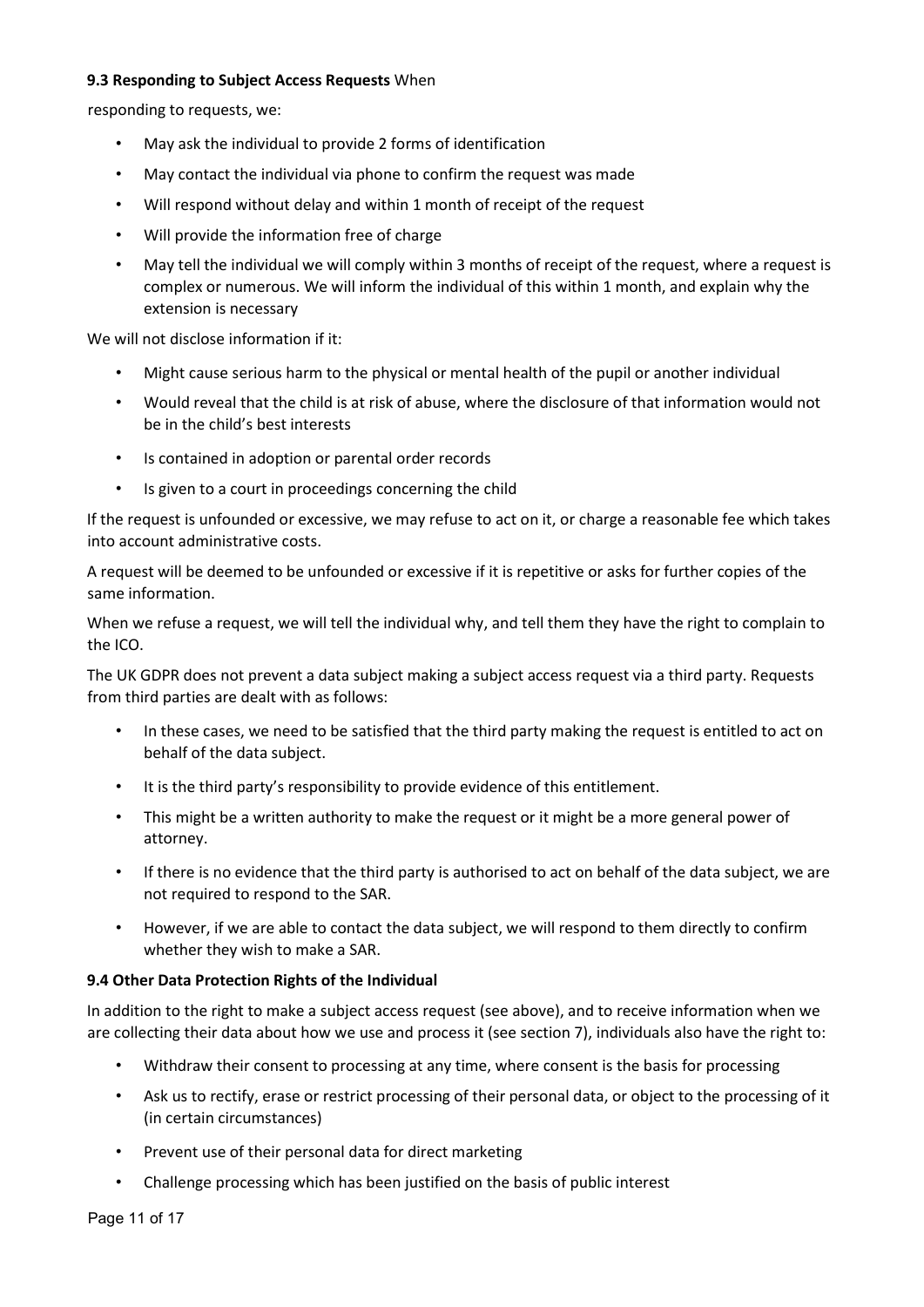**9.3 Responding to Subject Access Requests** When responding to requests, we:

- May ask the individual to provide 2 forms of identification
- May contact the individual via phone to confirm the request was made
- Will respond without delay and within 1 month of receipt of the request
- Will provide the information free of charge
- May tell the individual we will comply within 3 months of receipt of the request, where a request is complex or numerous. We will inform the individual of this within 1 month, and explain why the extension is necessary

We will not disclose information if it:

- Might cause serious harm to the physical or mental health of the pupil or another individual
- Would reveal that the child is at risk of abuse, where the disclosure of that information would not be in the child's best interests
- Is contained in adoption or parental order records
- Is given to a court in proceedings concerning the child

If the request is unfounded or excessive, we may refuse to act on it, or charge a reasonable fee which takes into account administrative costs.

A request will be deemed to be unfounded or excessive if it is repetitive or asks for further copies of the same information.

When we refuse a request, we will tell the individual why, and tell them they have the right to complain to the ICO.

The UK GDPR does not prevent a data subject making a subject access request via a third party. Requests from third parties are dealt with as follows:

- In these cases, we need to be satisfied that the third party making the request is entitled to act on behalf of the data subject.
- It is the third party's responsibility to provide evidence of this entitlement.
- This might be a written authority to make the request or it might be a more general power of attorney.
- If there is no evidence that the third party is authorised to act on behalf of the data subject, we are not required to respond to the SAR.
- However, if we are able to contact the data subject, we will respond to them directly to confirm whether they wish to make a SAR.

**9.4 Other Data Protection Rights of the Individual**

In addition to the right to make a subject access request (see above), and to receive information when we are collecting their data about how we use and process it (see section 7), individuals also have the right to:

- Withdraw their consent to processing at any time, where consent is the basis for processing
- Ask us to rectify, erase or restrict processing of their personal data, or object to the processing of it (in certain circumstances)
- Prevent use of their personal data for direct marketing
- Challenge processing which has been justified on the basis of public interest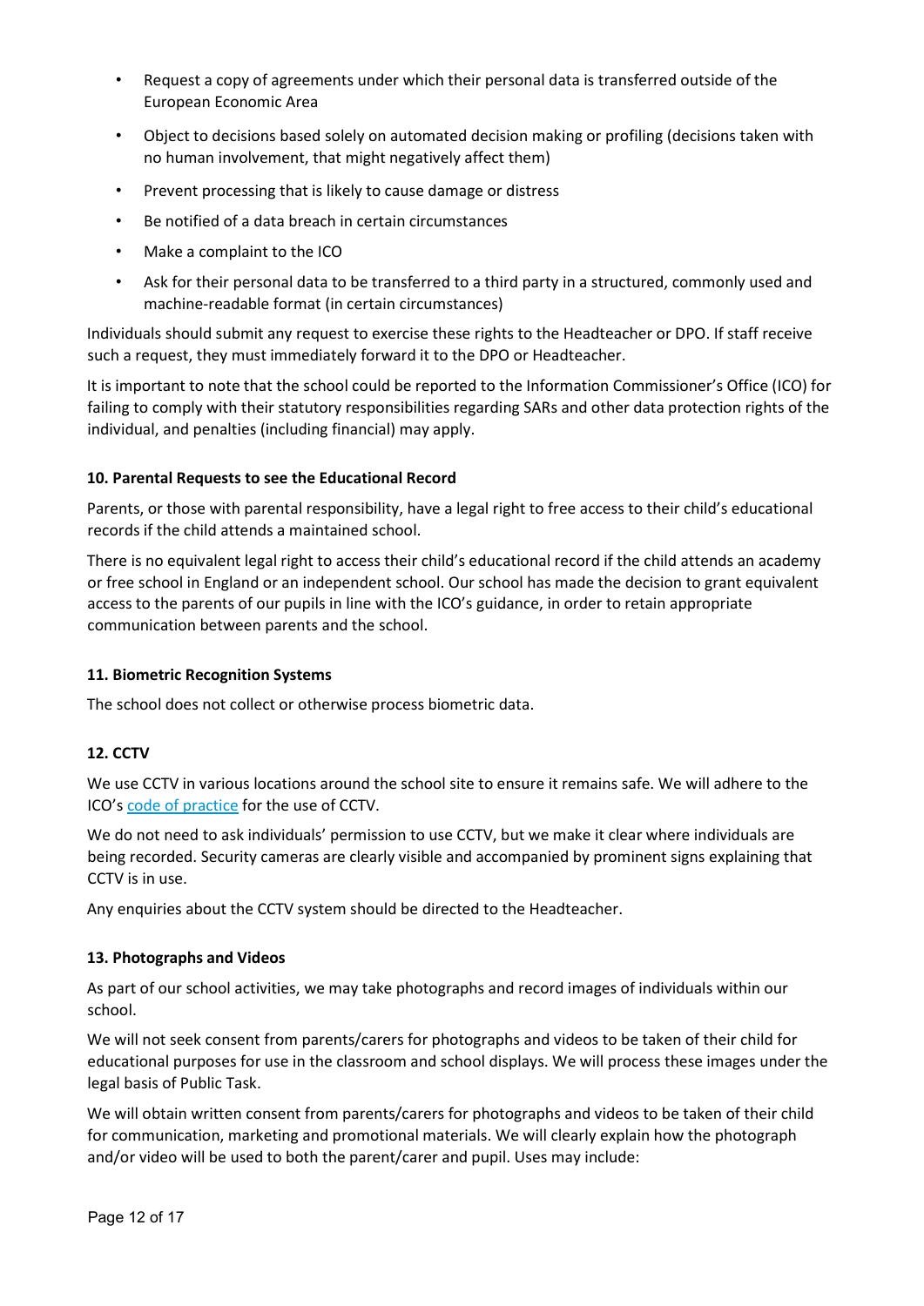- Request a copy of agreements under which their personal data is transferred outside of the European Economic Area
- Object to decisions based solely on automated decision making or profiling (decisions taken with no human involvement, that might negatively affect them)
- Prevent processing that is likely to cause damage or distress
- Be notified of a data breach in certain circumstances
- Make a complaint to the ICO
- Ask for their personal data to be transferred to a third party in a structured, commonly used and machine-readable format (in certain circumstances)

Individuals should submit any request to exercise these rights to the Headteacher or DPO. If staff receive such a request, they must immediately forward it to the DPO or Headteacher.

It is important to note that the school could be reported to the Information Commissioner's Office (ICO) for failing to comply with their statutory responsibilities regarding SARs and other data protection rights of the individual, and penalties (including financial) may apply.

**10. Parental Requests to see the Educational Record**

Parents, or those with parental responsibility, have a legal right to free access to their child's educational records if the child attends a maintained school.

There is no equivalent legal right to access their child's educational record if the child attends an academy or free school in England or an independent school. Our school has made the decision to grant equivalent access to the parents of our pupils in line with the ICO's guidance, in order to retain appropriate communication between parents and the school.

**11. Biometric Recognition Systems**

The school does not collect or otherwise process biometric data.

**12. CCTV**

We use CCTV in various locations around the school site to ensure it remains safe. We will adhere to the ICO's code of practice for the use of CCTV.

We do not need to ask individuals' permission to use CCTV, but we make it clear where individuals are being recorded. Security cameras are clearly visible and accompanied by prominent signs explaining that CCTV is in use.

Any enquiries about the CCTV system should be directed to the Headteacher.

**13. Photographs and Videos**

As part of our school activities, we may take photographs and record images of individuals within our school.

We will not seek consent from parents/carers for photographs and videos to be taken of their child for educational purposes for use in the classroom and school displays. We will process these images under the legal basis of Public Task.

We will obtain written consent from parents/carers for photographs and videos to be taken of their child for communication, marketing and promotional materials. We will clearly explain how the photograph and/or video will be used to both the parent/carer and pupil. Uses may include: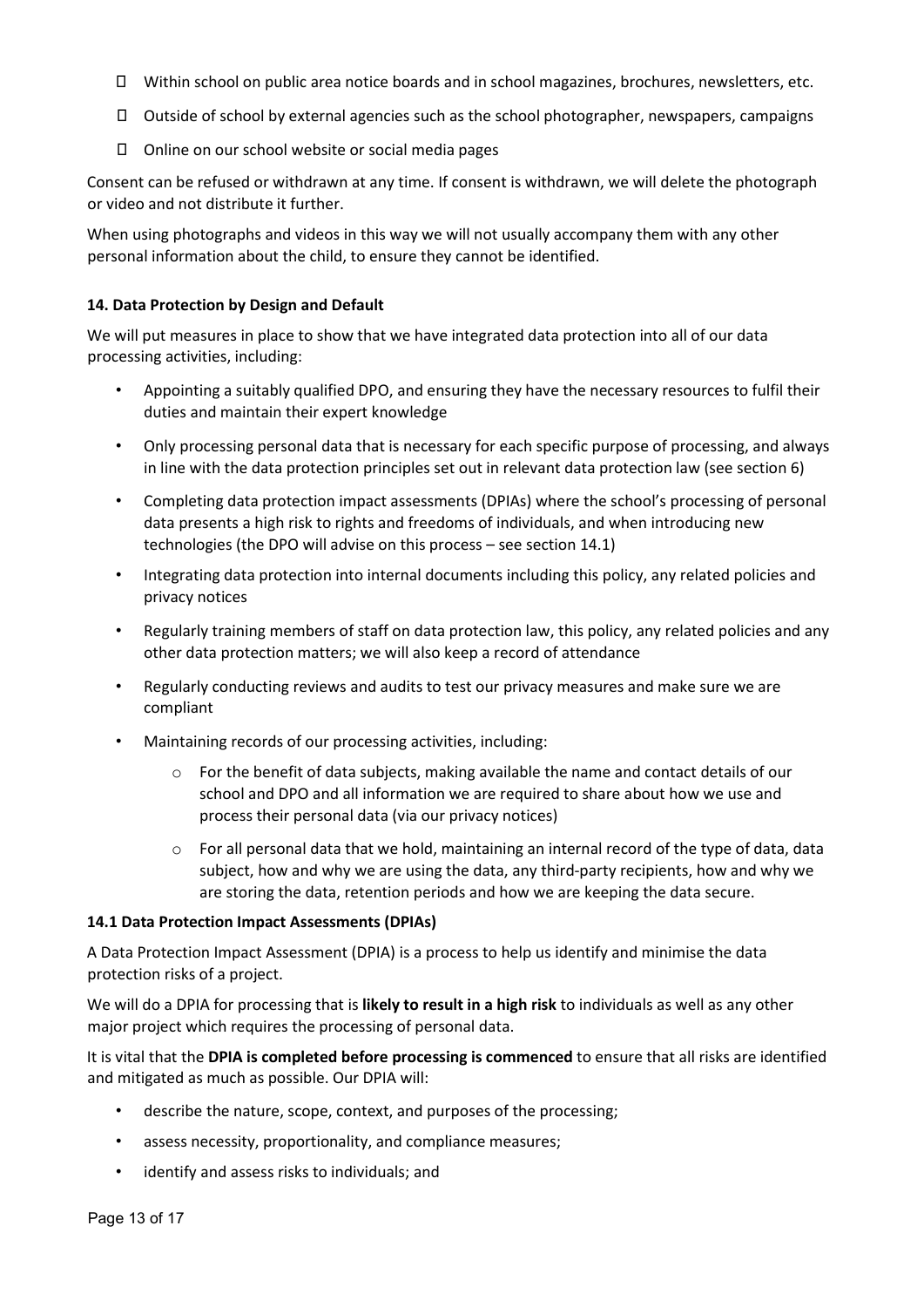- Within school on public area notice boards and in school magazines, brochures, newsletters, etc.
- Outside of school by external agencies such as the school photographer, newspapers, campaigns
- Online on our school website or social media pages

Consent can be refused or withdrawn at any time. If consent is withdrawn, we will delete the photograph or video and not distribute it further.

When using photographs and videos in this way we will not usually accompany them with any other personal information about the child, to ensure they cannot be identified.

**14. Data Protection by Design and Default**

We will put measures in place to show that we have integrated data protection into all of our data processing activities, including:

- Appointing a suitably qualified DPO, and ensuring they have the necessary resources to fulfil their duties and maintain their expert knowledge
- Only processing personal data that is necessary for each specific purpose of processing, and always in line with the data protection principles set out in relevant data protection law (see section 6)
- Completing data protection impact assessments (DPIAs) where the school's processing of personal data presents a high risk to rights and freedoms of individuals, and when introducing new technologies (the DPO will advise on this process – see section 14.1)
- Integrating data protection into internal documents including this policy, any related policies and privacy notices
- Regularly training members of staff on data protection law, this policy, any related policies and any other data protection matters; we will also keep a record of attendance
- Regularly conducting reviews and audits to test our privacy measures and make sure we are compliant
- Maintaining records of our processing activities, including:
    - For the benefit of data subjects, making available the name and contact details of our school and DPO and all information we are required to share about how we use and process their personal data (via our privacy notices)
    - For all personal data that we hold, maintaining an internal record of the type of data, data subject, how and why we are using the data, any third-party recipients, how and why we are storing the data, retention periods and how we are keeping the data secure.

**14.1 Data Protection Impact Assessments (DPIAs)**

A Data Protection Impact Assessment (DPIA) is a process to help us identify and minimise the data protection risks of a project.

We will do a DPIA for processing that is **likely to result in a high risk** to individuals as well as any other major project which requires the processing of personal data.

It is vital that the **DPIA is completed before processing is commenced** to ensure that all risks are identified and mitigated as much as possible. Our DPIA will:

- describe the nature, scope, context, and purposes of the processing;
- assess necessity, proportionality, and compliance measures;
- identify and assess risks to individuals; and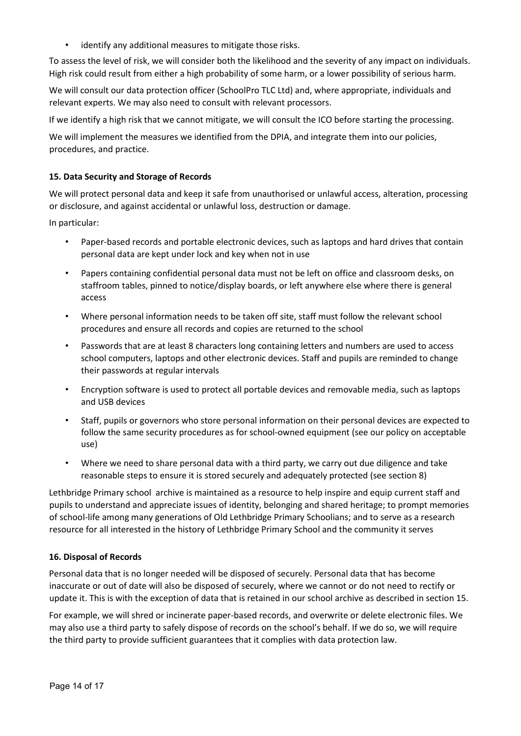- identify any additional measures to mitigate those risks.

To assess the level of risk, we will consider both the likelihood and the severity of any impact on individuals. High risk could result from either a high probability of some harm, or a lower possibility of serious harm.

We will consult our data protection officer (SchoolPro TLC Ltd) and, where appropriate, individuals and relevant experts. We may also need to consult with relevant processors.

If we identify a high risk that we cannot mitigate, we will consult the ICO before starting the processing.

We will implement the measures we identified from the DPIA, and integrate them into our policies, procedures, and practice.

**15. Data Security and Storage of Records**

We will protect personal data and keep it safe from unauthorised or unlawful access, alteration, processing or disclosure, and against accidental or unlawful loss, destruction or damage.

In particular:

- Paper-based records and portable electronic devices, such as laptops and hard drives that contain personal data are kept under lock and key when not in use
- Papers containing confidential personal data must not be left on office and classroom desks, on staffroom tables, pinned to notice/display boards, or left anywhere else where there is general access
- Where personal information needs to be taken off site, staff must follow the relevant school procedures and ensure all records and copies are returned to the school
- Passwords that are at least 8 characters long containing letters and numbers are used to access school computers, laptops and other electronic devices. Staff and pupils are reminded to change their passwords at regular intervals
- Encryption software is used to protect all portable devices and removable media, such as laptops and USB devices
- Staff, pupils or governors who store personal information on their personal devices are expected to follow the same security procedures as for school-owned equipment (see our policy on acceptable use)
- Where we need to share personal data with a third party, we carry out due diligence and take reasonable steps to ensure it is stored securely and adequately protected (see section 8)

Lethbridge Primary school archive is maintained as a resource to help inspire and equip current staff and pupils to understand and appreciate issues of identity, belonging and shared heritage; to prompt memories of school-life among many generations of Old Lethbridge Primary Schoolians; and to serve as a research resource for all interested in the history of Lethbridge Primary School and the community it serves

**16. Disposal of Records**

Personal data that is no longer needed will be disposed of securely. Personal data that has become inaccurate or out of date will also be disposed of securely, where we cannot or do not need to rectify or update it. This is with the exception of data that is retained in our school archive as described in section 15.

For example, we will shred or incinerate paper-based records, and overwrite or delete electronic files. We may also use a third party to safely dispose of records on the school's behalf. If we do so, we will require the third party to provide sufficient guarantees that it complies with data protection law.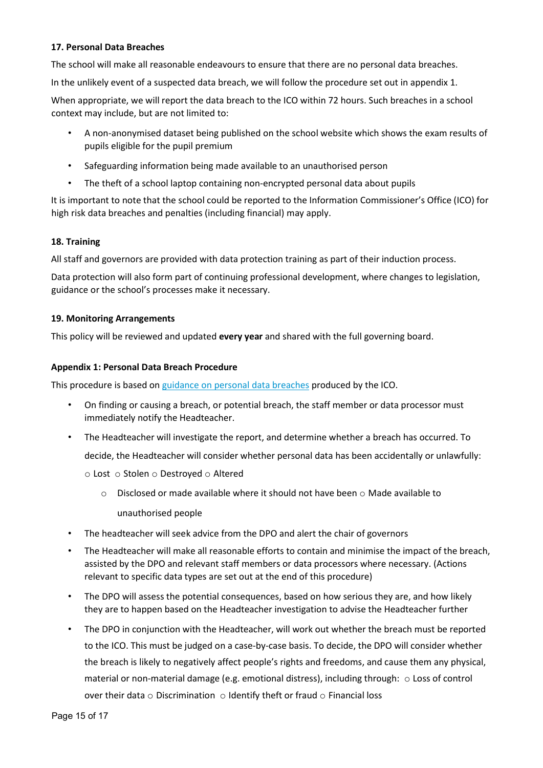**17. Personal Data Breaches**

The school will make all reasonable endeavours to ensure that there are no personal data breaches.

In the unlikely event of a suspected data breach, we will follow the procedure set out in appendix 1.

When appropriate, we will report the data breach to the ICO within 72 hours. Such breaches in a school context may include, but are not limited to:

- A non-anonymised dataset being published on the school website which shows the exam results of pupils eligible for the pupil premium
- Safeguarding information being made available to an unauthorised person
- The theft of a school laptop containing non-encrypted personal data about pupils

It is important to note that the school could be reported to the Information Commissioner's Office (ICO) for high risk data breaches and penalties (including financial) may apply.

**18. Training**

All staff and governors are provided with data protection training as part of their induction process.

Data protection will also form part of continuing professional development, where changes to legislation, guidance or the school's processes make it necessary.

**19. Monitoring Arrangements**

This policy will be reviewed and updated **every year** and shared with the full governing board.

**Appendix 1: Personal Data Breach Procedure**

This procedure is based on [guidance on personal data breaches] produced by the ICO.

- On finding or causing a breach, or potential breach, the staff member or data processor must immediately notify the Headteacher.
- The Headteacher will investigate the report, and determine whether a breach has occurred. To decide, the Headteacher will consider whether personal data has been accidentally or unlawfully:
  - Lost
  - Stolen
  - Destroyed
  - Altered
  - Disclosed or made available where it should not have been
  - Made available to unauthorised people
- The headteacher will seek advice from the DPO and alert the chair of governors
- The Headteacher will make all reasonable efforts to contain and minimise the impact of the breach, assisted by the DPO and relevant staff members or data processors where necessary. (Actions relevant to specific data types are set out at the end of this procedure)
- The DPO will assess the potential consequences, based on how serious they are, and how likely they are to happen based on the Headteacher investigation to advise the Headteacher further
- The DPO in conjunction with the Headteacher, will work out whether the breach must be reported to the ICO. This must be judged on a case-by-case basis. To decide, the DPO will consider whether the breach is likely to negatively affect people's rights and freedoms, and cause them any physical, material or non-material damage (e.g. emotional distress), including through:
  - Loss of control over their data
  - Discrimination
  - Identify theft or fraud
  - Financial loss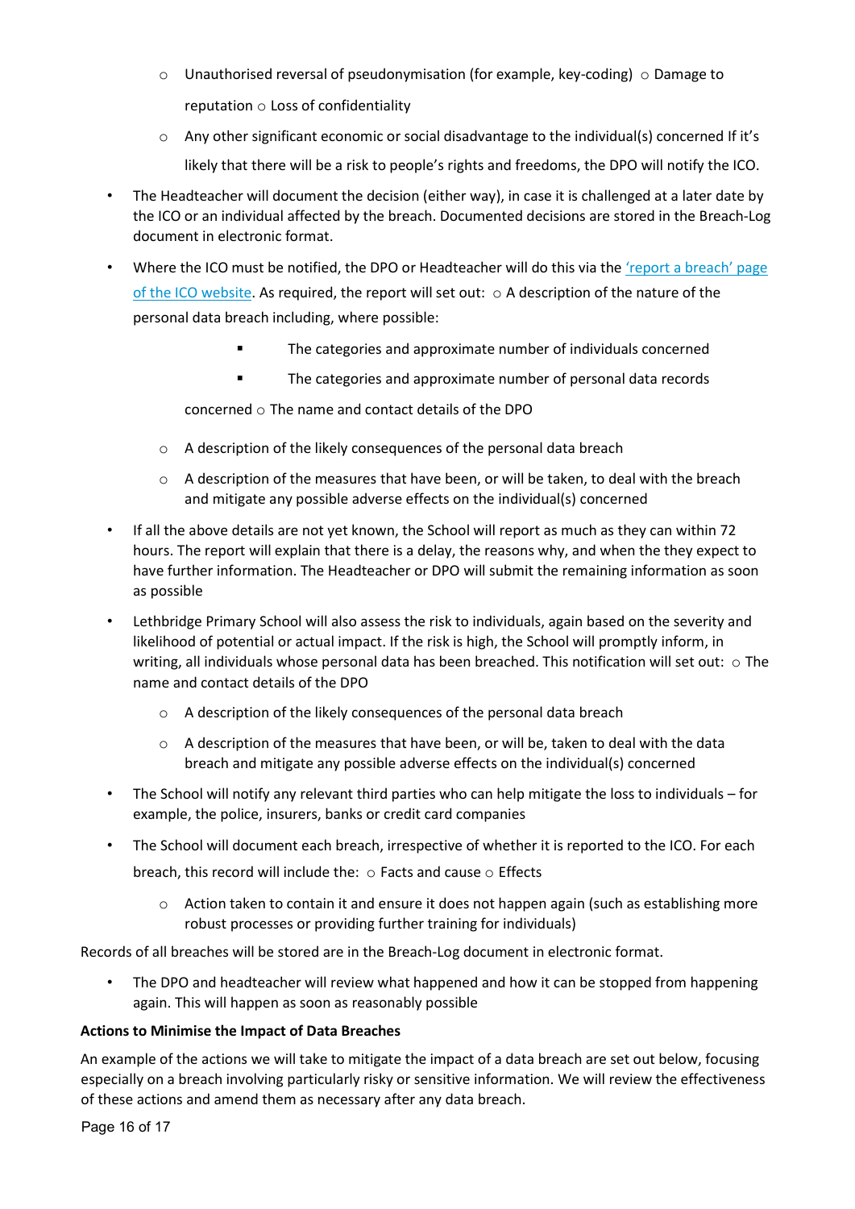- Unauthorised reversal of pseudonymisation (for example, key-coding)
    - Damage to reputation
    - Loss of confidentiality
    - Any other significant economic or social disadvantage to the individual(s) concerned

  If it's likely that there will be a risk to people's rights and freedoms, the DPO will notify the ICO.

- The Headteacher will document the decision (either way), in case it is challenged at a later date by the ICO or an individual affected by the breach. Documented decisions are stored in the Breach-Log document in electronic format.
- Where the ICO must be notified, the DPO or Headteacher will do this via the 'report a breach' page of the ICO website. As required, the report will set out:
    - A description of the nature of the personal data breach including, where possible:
        - The categories and approximate number of individuals concerned
        - The categories and approximate number of personal data records concerned
    - The name and contact details of the DPO
    - A description of the likely consequences of the personal data breach
    - A description of the measures that have been, or will be taken, to deal with the breach and mitigate any possible adverse effects on the individual(s) concerned
- If all the above details are not yet known, the School will report as much as they can within 72 hours. The report will explain that there is a delay, the reasons why, and when the they expect to have further information. The Headteacher or DPO will submit the remaining information as soon as possible
- Lethbridge Primary School will also assess the risk to individuals, again based on the severity and likelihood of potential or actual impact. If the risk is high, the School will promptly inform, in writing, all individuals whose personal data has been breached. This notification will set out:
    - The name and contact details of the DPO
    - A description of the likely consequences of the personal data breach
    - A description of the measures that have been, or will be, taken to deal with the data breach and mitigate any possible adverse effects on the individual(s) concerned
- The School will notify any relevant third parties who can help mitigate the loss to individuals – for example, the police, insurers, banks or credit card companies
- The School will document each breach, irrespective of whether it is reported to the ICO. For each breach, this record will include the:
    - Facts and cause
    - Effects
    - Action taken to contain it and ensure it does not happen again (such as establishing more robust processes or providing further training for individuals)

Records of all breaches will be stored are in the Breach-Log document in electronic format.

- The DPO and headteacher will review what happened and how it can be stopped from happening again. This will happen as soon as reasonably possible

**Actions to Minimise the Impact of Data Breaches**

An example of the actions we will take to mitigate the impact of a data breach are set out below, focusing especially on a breach involving particularly risky or sensitive information. We will review the effectiveness of these actions and amend them as necessary after any data breach.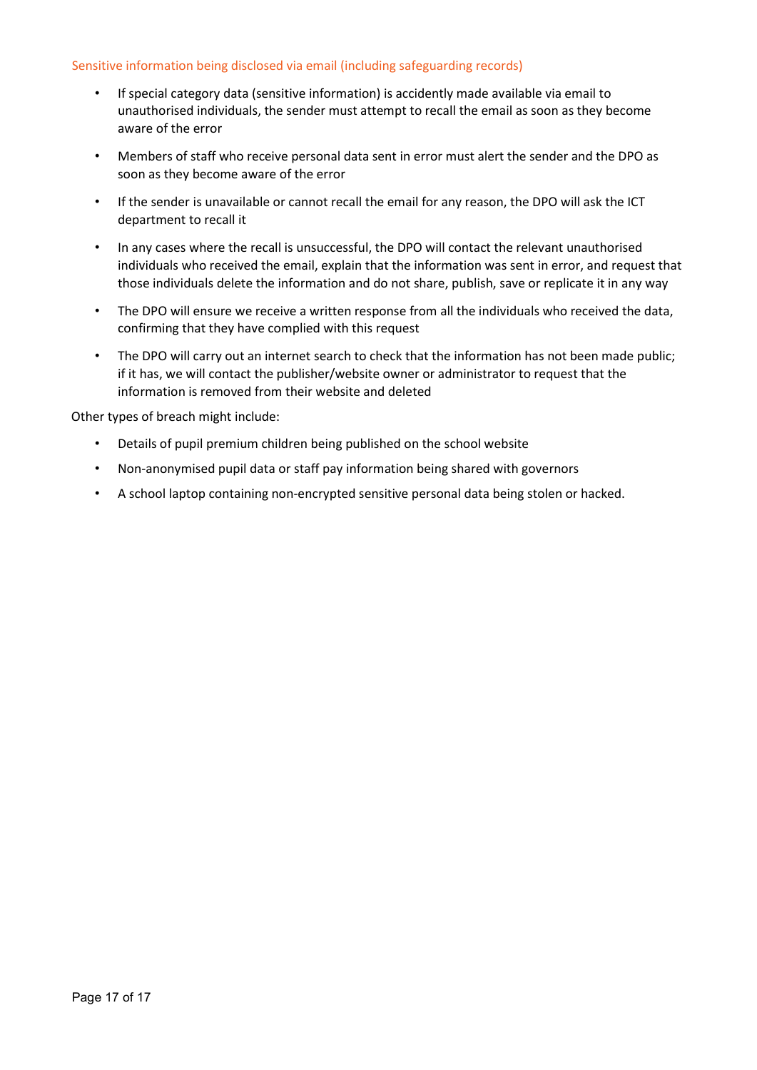### Sensitive information being disclosed via email (including safeguarding records)

- If special category data (sensitive information) is accidently made available via email to unauthorised individuals, the sender must attempt to recall the email as soon as they become aware of the error
- Members of staff who receive personal data sent in error must alert the sender and the DPO as soon as they become aware of the error
- If the sender is unavailable or cannot recall the email for any reason, the DPO will ask the ICT department to recall it
- In any cases where the recall is unsuccessful, the DPO will contact the relevant unauthorised individuals who received the email, explain that the information was sent in error, and request that those individuals delete the information and do not share, publish, save or replicate it in any way
- The DPO will ensure we receive a written response from all the individuals who received the data, confirming that they have complied with this request
- The DPO will carry out an internet search to check that the information has not been made public; if it has, we will contact the publisher/website owner or administrator to request that the information is removed from their website and deleted

Other types of breach might include:

- Details of pupil premium children being published on the school website
- Non-anonymised pupil data or staff pay information being shared with governors
- A school laptop containing non-encrypted sensitive personal data being stolen or hacked.